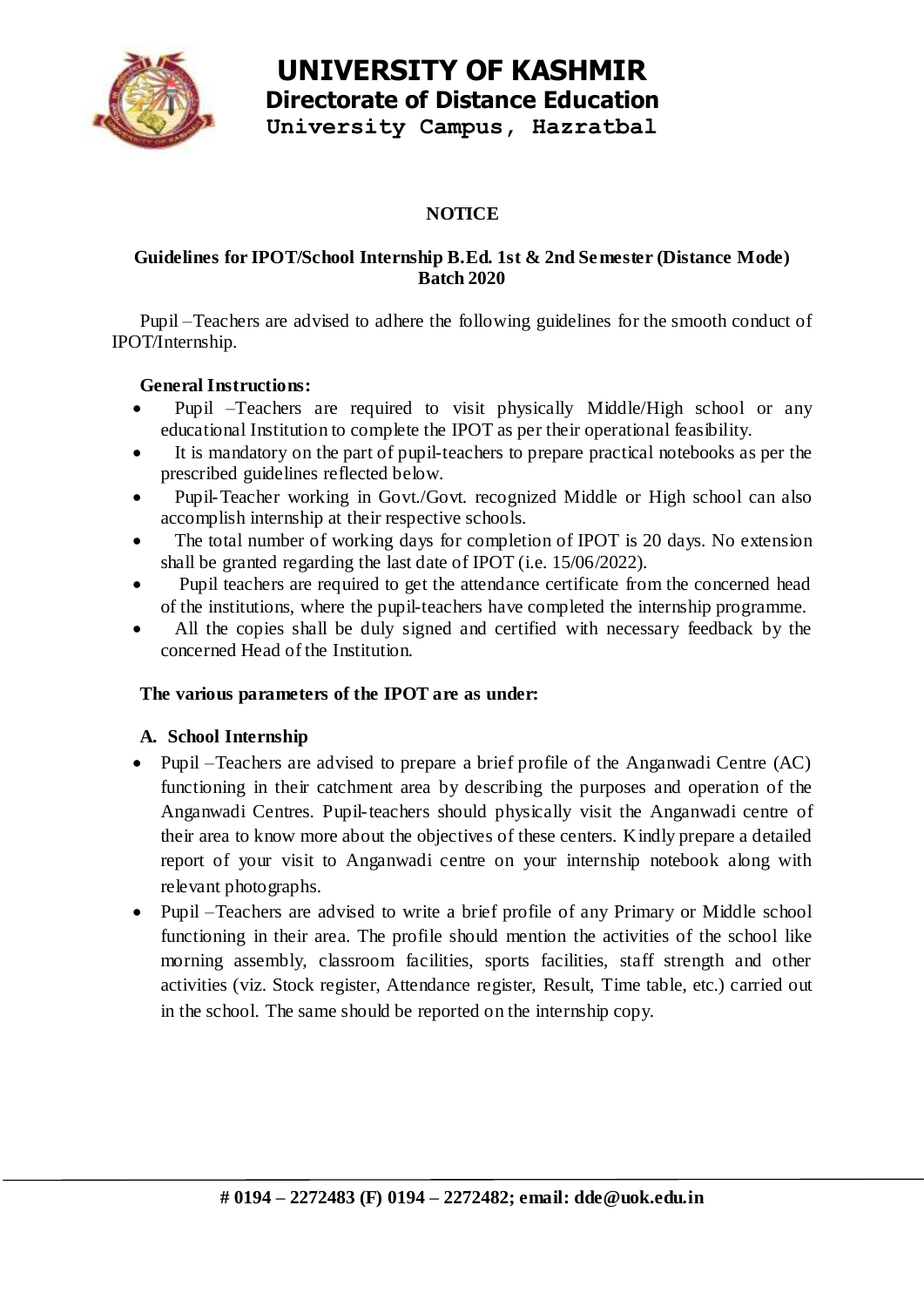# UNIVERSITY OF KASHMIR
## Directorate of Distance Education
**University Campus, Hazratbal**

### NOTICE

**Guidelines for IPOT/School Internship B.Ed. 1st & 2nd Semester (Distance Mode) Batch 2020**

Pupil –Teachers are advised to adhere the following guidelines for the smooth conduct of IPOT/Internship.

**General Instructions:**

- Pupil –Teachers are required to visit physically Middle/High school or any educational Institution to complete the IPOT as per their operational feasibility.
- It is mandatory on the part of pupil-teachers to prepare practical notebooks as per the prescribed guidelines reflected below.
- Pupil-Teacher working in Govt./Govt. recognized Middle or High school can also accomplish internship at their respective schools.
- The total number of working days for completion of IPOT is 20 days. No extension shall be granted regarding the last date of IPOT (i.e. 15/06/2022).
- Pupil teachers are required to get the attendance certificate from the concerned head of the institutions, where the pupil-teachers have completed the internship programme.
- All the copies shall be duly signed and certified with necessary feedback by the concerned Head of the Institution.

**The various parameters of the IPOT are as under:**

**A. School Internship**

- Pupil –Teachers are advised to prepare a brief profile of the Anganwadi Centre (AC) functioning in their catchment area by describing the purposes and operation of the Anganwadi Centres. Pupil-teachers should physically visit the Anganwadi centre of their area to know more about the objectives of these centers. Kindly prepare a detailed report of your visit to Anganwadi centre on your internship notebook along with relevant photographs.
- Pupil –Teachers are advised to write a brief profile of any Primary or Middle school functioning in their area. The profile should mention the activities of the school like morning assembly, classroom facilities, sports facilities, staff strength and other activities (viz. Stock register, Attendance register, Result, Time table, etc.) carried out in the school. The same should be reported on the internship copy.

**# 0194 – 2272483 (F) 0194 – 2272482; email: dde@uok.edu.in**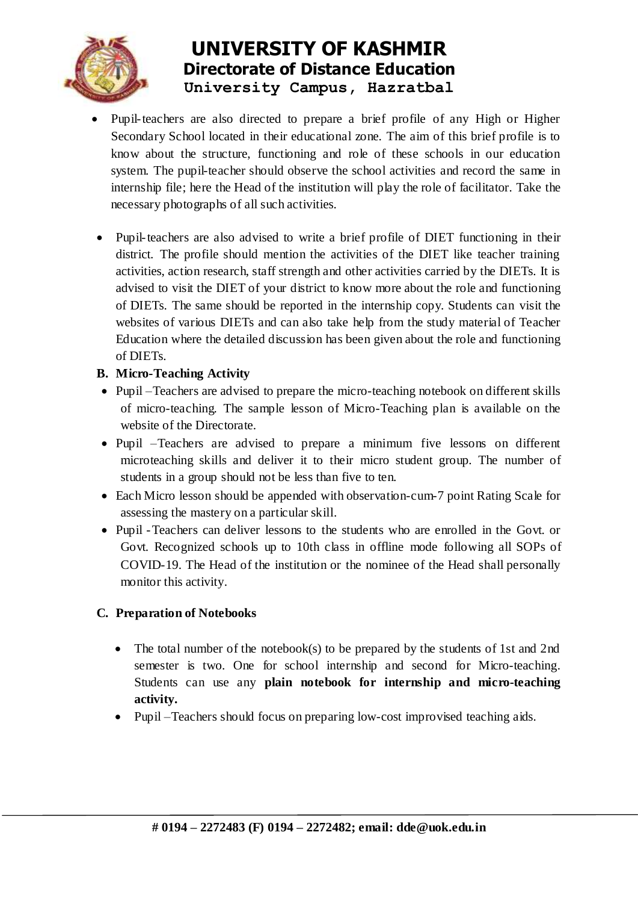- Pupil-teachers are also directed to prepare a brief profile of any High or Higher Secondary School located in their educational zone. The aim of this brief profile is to know about the structure, functioning and role of these schools in our education system. The pupil-teacher should observe the school activities and record the same in internship file; here the Head of the institution will play the role of facilitator. Take the necessary photographs of all such activities.

- Pupil-teachers are also advised to write a brief profile of DIET functioning in their district. The profile should mention the activities of the DIET like teacher training activities, action research, staff strength and other activities carried by the DIETs. It is advised to visit the DIET of your district to know more about the role and functioning of DIETs. The same should be reported in the internship copy. Students can visit the websites of various DIETs and can also take help from the study material of Teacher Education where the detailed discussion has been given about the role and functioning of DIETs.

**B. Micro-Teaching Activity**

- Pupil –Teachers are advised to prepare the micro-teaching notebook on different skills of micro-teaching. The sample lesson of Micro-Teaching plan is available on the website of the Directorate.
- Pupil –Teachers are advised to prepare a minimum five lessons on different microteaching skills and deliver it to their micro student group. The number of students in a group should not be less than five to ten.
- Each Micro lesson should be appended with observation-cum-7 point Rating Scale for assessing the mastery on a particular skill.
- Pupil -Teachers can deliver lessons to the students who are enrolled in the Govt. or Govt. Recognized schools up to 10th class in offline mode following all SOPs of COVID-19. The Head of the institution or the nominee of the Head shall personally monitor this activity.

**C. Preparation of Notebooks**

- The total number of the notebook(s) to be prepared by the students of 1st and 2nd semester is two. One for school internship and second for Micro-teaching. Students can use any **plain notebook for internship and micro-teaching activity.**
- Pupil –Teachers should focus on preparing low-cost improvised teaching aids.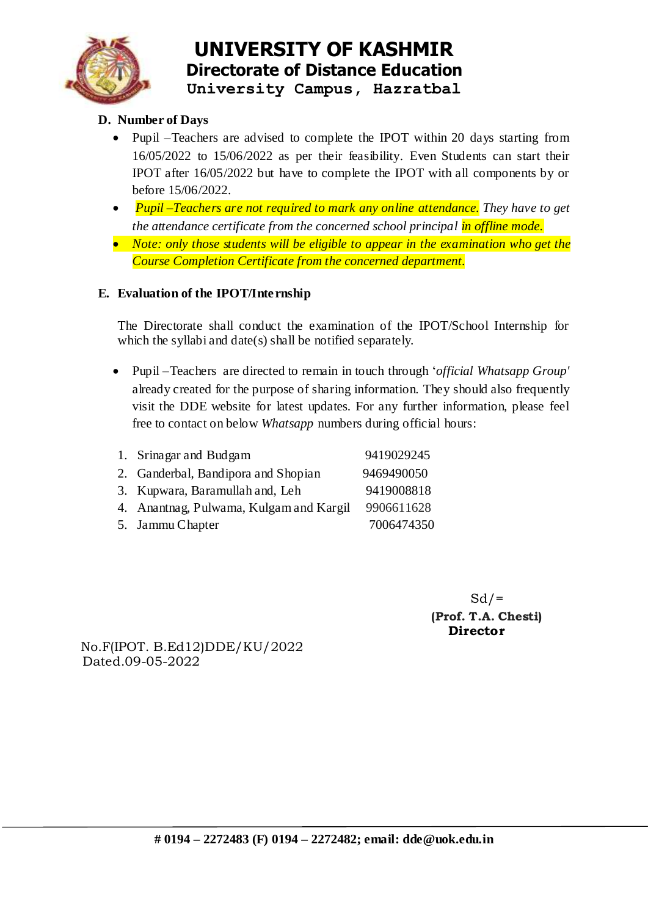# UNIVERSITY OF KASHMIR
## Directorate of Distance Education
### University Campus, Hazratbal

**D. Number of Days**

- Pupil –Teachers are advised to complete the IPOT within 20 days starting from 16/05/2022 to 15/06/2022 as per their feasibility. Even Students can start their IPOT after 16/05/2022 but have to complete the IPOT with all components by or before 15/06/2022.
- *Pupil –Teachers are not required to mark any online attendance. They have to get the attendance certificate from the concerned school principal in offline mode.*
- *Note: only those students will be eligible to appear in the examination who get the Course Completion Certificate from the concerned department.*

**E. Evaluation of the IPOT/Internship**

The Directorate shall conduct the examination of the IPOT/School Internship for which the syllabi and date(s) shall be notified separately.

- Pupil –Teachers are directed to remain in touch through '*official Whatsapp Group'* already created for the purpose of sharing information. They should also frequently visit the DDE website for latest updates. For any further information, please feel free to contact on below *Whatsapp* numbers during official hours:

| | | |
|---|---|---|
| 1. | Srinagar and Budgam | 9419029245 |
| 2. | Ganderbal, Bandipora and Shopian | 9469490050 |
| 3. | Kupwara, Baramullah and, Leh | 9419008818 |
| 4. | Anantnag, Pulwama, Kulgam and Kargil | 9906611628 |
| 5. | Jammu Chapter | 7006474350 |

Sd/=
**(Prof. T.A. Chesti)**
**Director**

No.F(IPOT. B.Ed12)DDE/KU/2022
Dated.09-05-2022

**# 0194 – 2272483 (F) 0194 – 2272482; email: dde@uok.edu.in**